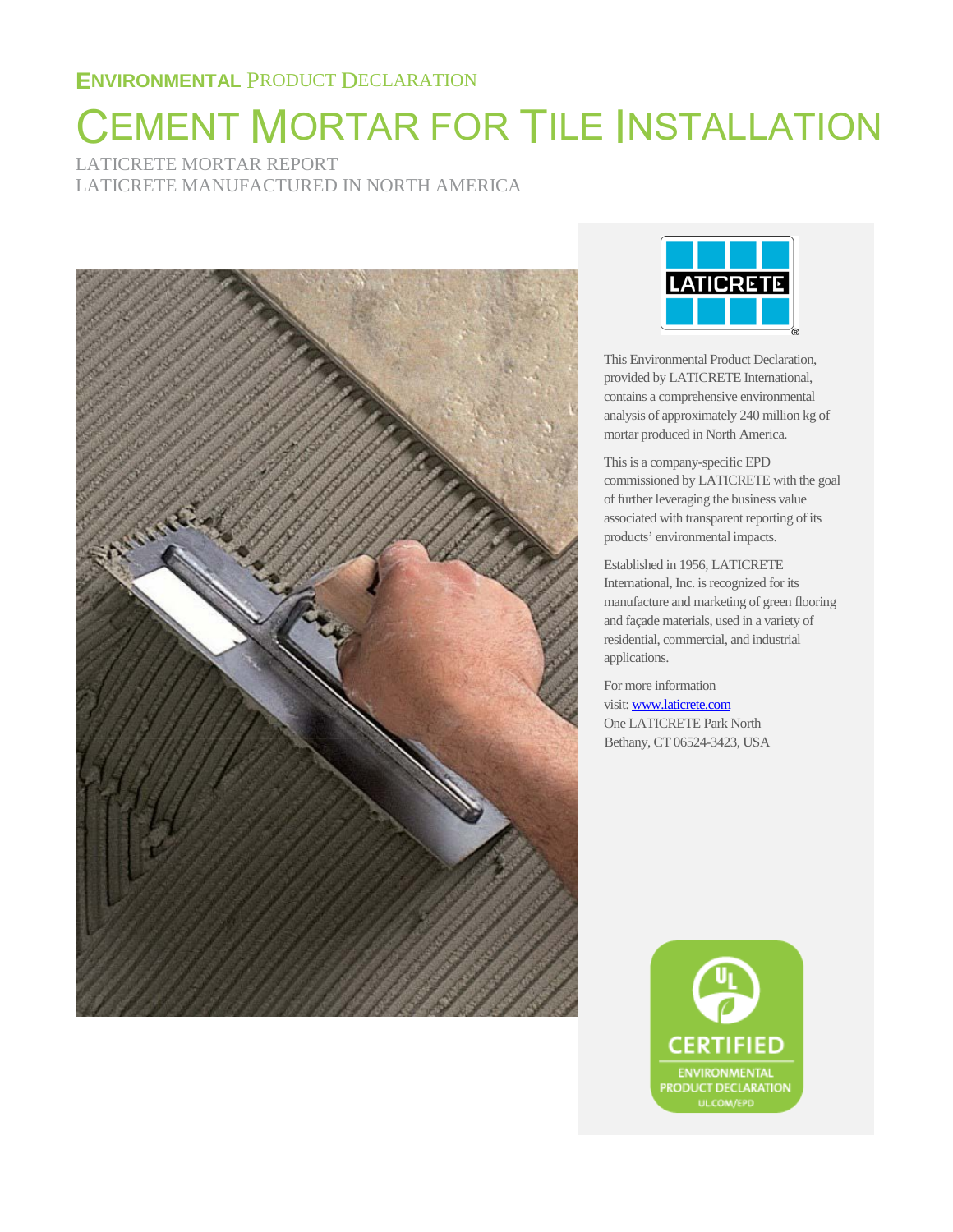# ENVIRONMENTAL PRODUCT DECLARATION

# CEMENT MORTAR FOR TILE INSTALLATION

LATICRETE MORTAR REPORT
LATICRETE MANUFACTURED IN NORTH AMERICA

This Environmental Product Declaration, provided by LATICRETE International, contains a comprehensive environmental analysis of approximately 240 million kg of mortar produced in North America.

This is a company-specific EPD commissioned by LATICRETE with the goal of further leveraging the business value associated with transparent reporting of its products' environmental impacts.

Established in 1956, LATICRETE International, Inc. is recognized for its manufacture and marketing of green flooring and façade materials, used in a variety of residential, commercial, and industrial applications.

For more information visit: [www.laticrete.com](http://www.laticrete.com)
One LATICRETE Park North
Bethany, CT 06524-3423, USA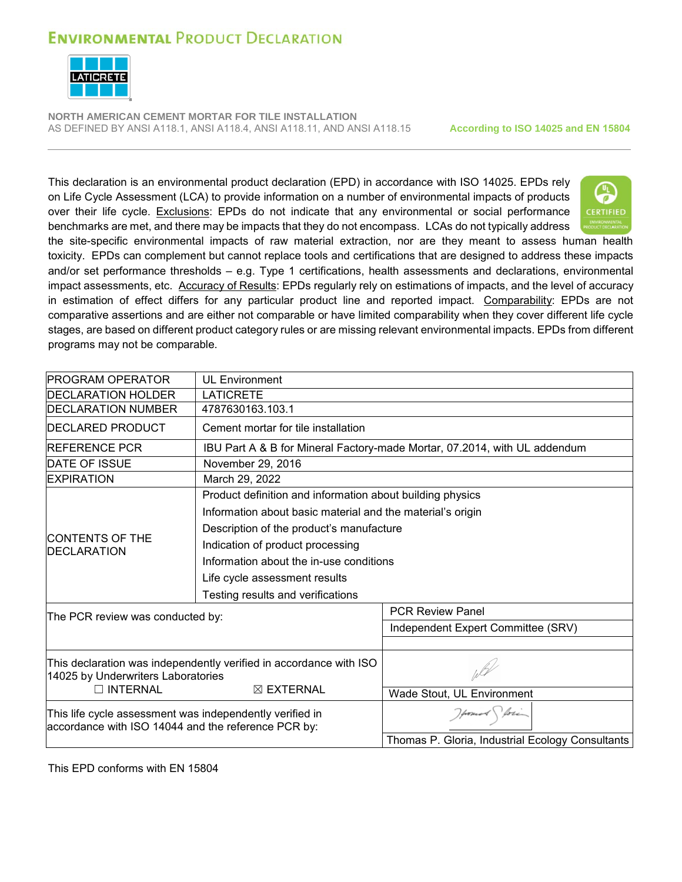# ENVIRONMENTAL PRODUCT DECLARATION

**NORTH AMERICAN CEMENT MORTAR FOR TILE INSTALLATION**
AS DEFINED BY ANSI A118.1, ANSI A118.4, ANSI A118.11, AND ANSI A118.15

**According to ISO 14025 and EN 15804**

This declaration is an environmental product declaration (EPD) in accordance with ISO 14025. EPDs rely on Life Cycle Assessment (LCA) to provide information on a number of environmental impacts of products over their life cycle. Exclusions: EPDs do not indicate that any environmental or social performance benchmarks are met, and there may be impacts that they do not encompass. LCAs do not typically address the site-specific environmental impacts of raw material extraction, nor are they meant to assess human health toxicity. EPDs can complement but cannot replace tools and certifications that are designed to address these impacts and/or set performance thresholds – e.g. Type 1 certifications, health assessments and declarations, environmental impact assessments, etc. Accuracy of Results: EPDs regularly rely on estimations of impacts, and the level of accuracy in estimation of effect differs for any particular product line and reported impact. Comparability: EPDs are not comparative assertions and are either not comparable or have limited comparability when they cover different life cycle stages, are based on different product category rules or are missing relevant environmental impacts. EPDs from different programs may not be comparable.

| | |
|---|---|
| PROGRAM OPERATOR | UL Environment |
| DECLARATION HOLDER | LATICRETE |
| DECLARATION NUMBER | 4787630163.103.1 |
| DECLARED PRODUCT | Cement mortar for tile installation |
| REFERENCE PCR | IBU Part A & B for Mineral Factory-made Mortar, 07.2014, with UL addendum |
| DATE OF ISSUE | November 29, 2016 |
| EXPIRATION | March 29, 2022 |
| CONTENTS OF THE DECLARATION | Product definition and information about building physics<br>Information about basic material and the material's origin<br>Description of the product's manufacture<br>Indication of product processing<br>Information about the in-use conditions<br>Life cycle assessment results<br>Testing results and verifications |
| The PCR review was conducted by: | PCR Review Panel<br>Independent Expert Committee (SRV) |
| This declaration was independently verified in accordance with ISO 14025 by Underwriters Laboratories<br>☐ INTERNAL ☒ EXTERNAL | Wade Stout, UL Environment |
| This life cycle assessment was independently verified in accordance with ISO 14044 and the reference PCR by: | Thomas P. Gloria, Industrial Ecology Consultants |

This EPD conforms with EN 15804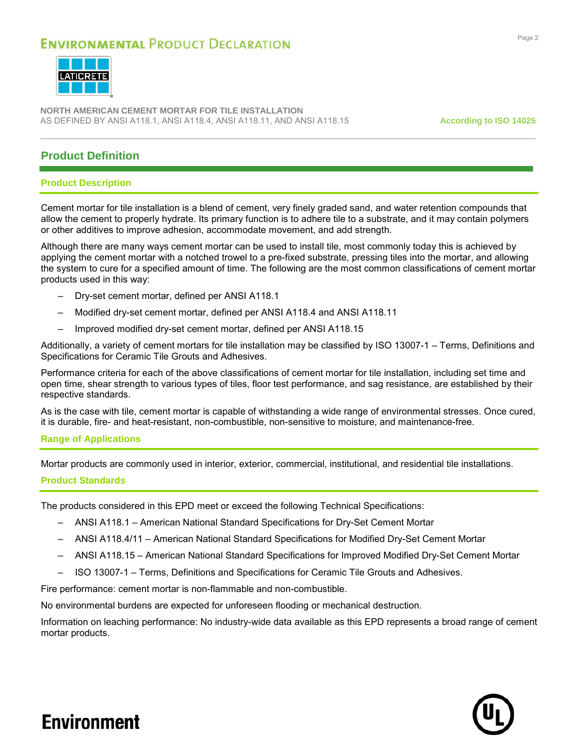## Product Definition

### Product Description

Cement mortar for tile installation is a blend of cement, very finely graded sand, and water retention compounds that allow the cement to properly hydrate. Its primary function is to adhere tile to a substrate, and it may contain polymers or other additives to improve adhesion, accommodate movement, and add strength.

Although there are many ways cement mortar can be used to install tile, most commonly today this is achieved by applying the cement mortar with a notched trowel to a pre-fixed substrate, pressing tiles into the mortar, and allowing the system to cure for a specified amount of time. The following are the most common classifications of cement mortar products used in this way:

- Dry-set cement mortar, defined per ANSI A118.1
- Modified dry-set cement mortar, defined per ANSI A118.4 and ANSI A118.11
- Improved modified dry-set cement mortar, defined per ANSI A118.15

Additionally, a variety of cement mortars for tile installation may be classified by ISO 13007-1 – Terms, Definitions and Specifications for Ceramic Tile Grouts and Adhesives.

Performance criteria for each of the above classifications of cement mortar for tile installation, including set time and open time, shear strength to various types of tiles, floor test performance, and sag resistance, are established by their respective standards.

As is the case with tile, cement mortar is capable of withstanding a wide range of environmental stresses. Once cured, it is durable, fire- and heat-resistant, non-combustible, non-sensitive to moisture, and maintenance-free.

### Range of Applications

Mortar products are commonly used in interior, exterior, commercial, institutional, and residential tile installations.

### Product Standards

The products considered in this EPD meet or exceed the following Technical Specifications:

- ANSI A118.1 – American National Standard Specifications for Dry-Set Cement Mortar
- ANSI A118.4/11 – American National Standard Specifications for Modified Dry-Set Cement Mortar
- ANSI A118.15 – American National Standard Specifications for Improved Modified Dry-Set Cement Mortar
- ISO 13007-1 – Terms, Definitions and Specifications for Ceramic Tile Grouts and Adhesives.

Fire performance: cement mortar is non-flammable and non-combustible.

No environmental burdens are expected for unforeseen flooding or mechanical destruction.

Information on leaching performance: No industry-wide data available as this EPD represents a broad range of cement mortar products.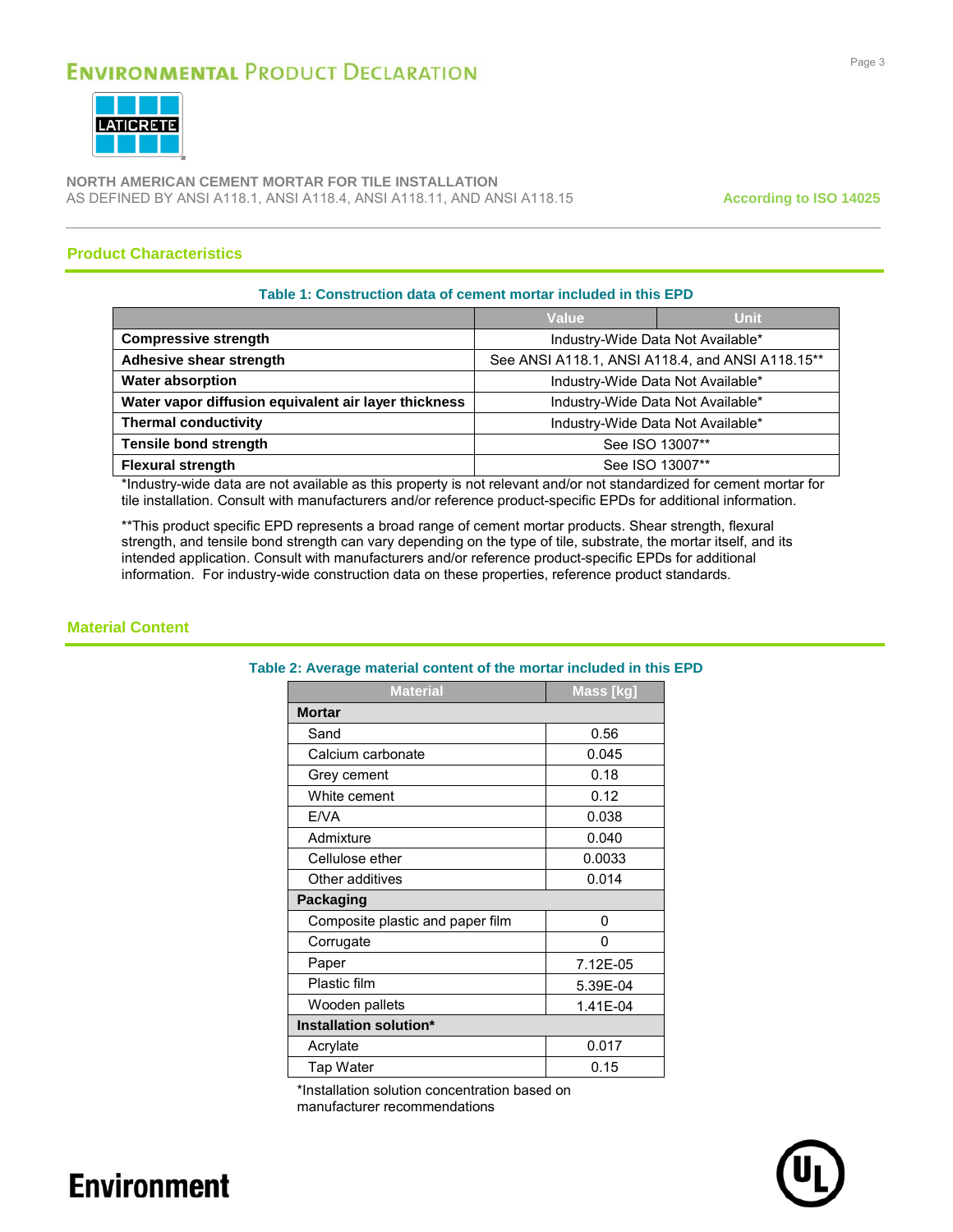## Product Characteristics

**Table 1: Construction data of cement mortar included in this EPD**

| | Value | Unit |
|---|---|---|
| **Compressive strength** | Industry-Wide Data Not Available* | |
| **Adhesive shear strength** | See ANSI A118.1, ANSI A118.4, and ANSI A118.15** | |
| **Water absorption** | Industry-Wide Data Not Available* | |
| **Water vapor diffusion equivalent air layer thickness** | Industry-Wide Data Not Available* | |
| **Thermal conductivity** | Industry-Wide Data Not Available* | |
| **Tensile bond strength** | See ISO 13007** | |
| **Flexural strength** | See ISO 13007** | |

*Industry-wide data are not available as this property is not relevant and/or not standardized for cement mortar for tile installation. Consult with manufacturers and/or reference product-specific EPDs for additional information.

**This product specific EPD represents a broad range of cement mortar products. Shear strength, flexural strength, and tensile bond strength can vary depending on the type of tile, substrate, the mortar itself, and its intended application. Consult with manufacturers and/or reference product-specific EPDs for additional information. For industry-wide construction data on these properties, reference product standards.

## Material Content

**Table 2: Average material content of the mortar included in this EPD**

| Material | Mass [kg] |
|---|---|
| **Mortar** | |
| Sand | 0.56 |
| Calcium carbonate | 0.045 |
| Grey cement | 0.18 |
| White cement | 0.12 |
| E/VA | 0.038 |
| Admixture | 0.040 |
| Cellulose ether | 0.0033 |
| Other additives | 0.014 |
| **Packaging** | |
| Composite plastic and paper film | 0 |
| Corrugate | 0 |
| Paper | 7.12E-05 |
| Plastic film | 5.39E-04 |
| Wooden pallets | 1.41E-04 |
| **Installation solution*** | |
| Acrylate | 0.017 |
| Tap Water | 0.15 |

*Installation solution concentration based on manufacturer recommendations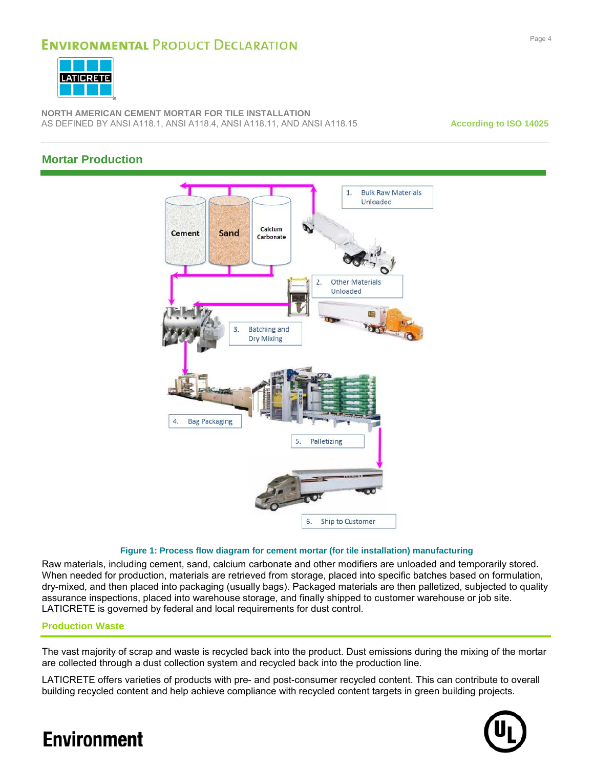## Mortar Production

**Figure 1: Process flow diagram for cement mortar (for tile installation) manufacturing**

Raw materials, including cement, sand, calcium carbonate and other modifiers are unloaded and temporarily stored. When needed for production, materials are retrieved from storage, placed into specific batches based on formulation, dry-mixed, and then placed into packaging (usually bags). Packaged materials are then palletized, subjected to quality assurance inspections, placed into warehouse storage, and finally shipped to customer warehouse or job site. LATICRETE is governed by federal and local requirements for dust control.

### Production Waste

The vast majority of scrap and waste is recycled back into the product. Dust emissions during the mixing of the mortar are collected through a dust collection system and recycled back into the production line.

LATICRETE offers varieties of products with pre- and post-consumer recycled content. This can contribute to overall building recycled content and help achieve compliance with recycled content targets in green building projects.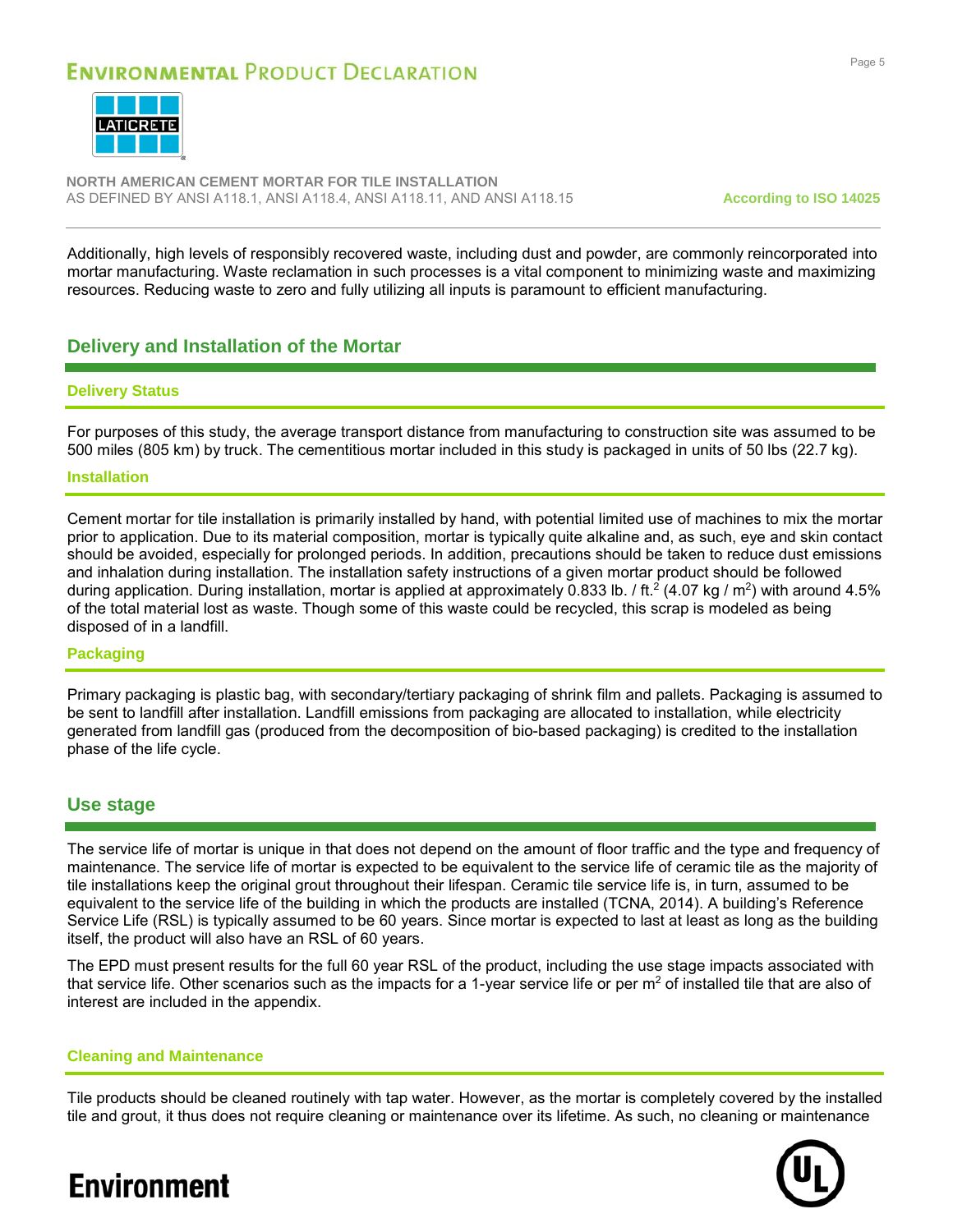Additionally, high levels of responsibly recovered waste, including dust and powder, are commonly reincorporated into mortar manufacturing. Waste reclamation in such processes is a vital component to minimizing waste and maximizing resources. Reducing waste to zero and fully utilizing all inputs is paramount to efficient manufacturing.

## Delivery and Installation of the Mortar

### Delivery Status

For purposes of this study, the average transport distance from manufacturing to construction site was assumed to be 500 miles (805 km) by truck. The cementitious mortar included in this study is packaged in units of 50 lbs (22.7 kg).

### Installation

Cement mortar for tile installation is primarily installed by hand, with potential limited use of machines to mix the mortar prior to application. Due to its material composition, mortar is typically quite alkaline and, as such, eye and skin contact should be avoided, especially for prolonged periods. In addition, precautions should be taken to reduce dust emissions and inhalation during installation. The installation safety instructions of a given mortar product should be followed during application. During installation, mortar is applied at approximately 0.833 lb. / ft.$^2$ (4.07 kg / m$^2$) with around 4.5% of the total material lost as waste. Though some of this waste could be recycled, this scrap is modeled as being disposed of in a landfill.

### Packaging

Primary packaging is plastic bag, with secondary/tertiary packaging of shrink film and pallets. Packaging is assumed to be sent to landfill after installation. Landfill emissions from packaging are allocated to installation, while electricity generated from landfill gas (produced from the decomposition of bio-based packaging) is credited to the installation phase of the life cycle.

## Use stage

The service life of mortar is unique in that does not depend on the amount of floor traffic and the type and frequency of maintenance. The service life of mortar is expected to be equivalent to the service life of ceramic tile as the majority of tile installations keep the original grout throughout their lifespan. Ceramic tile service life is, in turn, assumed to be equivalent to the service life of the building in which the products are installed (TCNA, 2014). A building's Reference Service Life (RSL) is typically assumed to be 60 years. Since mortar is expected to last at least as long as the building itself, the product will also have an RSL of 60 years.

The EPD must present results for the full 60 year RSL of the product, including the use stage impacts associated with that service life. Other scenarios such as the impacts for a 1-year service life or per m$^2$ of installed tile that are also of interest are included in the appendix.

### Cleaning and Maintenance

Tile products should be cleaned routinely with tap water. However, as the mortar is completely covered by the installed tile and grout, it thus does not require cleaning or maintenance over its lifetime. As such, no cleaning or maintenance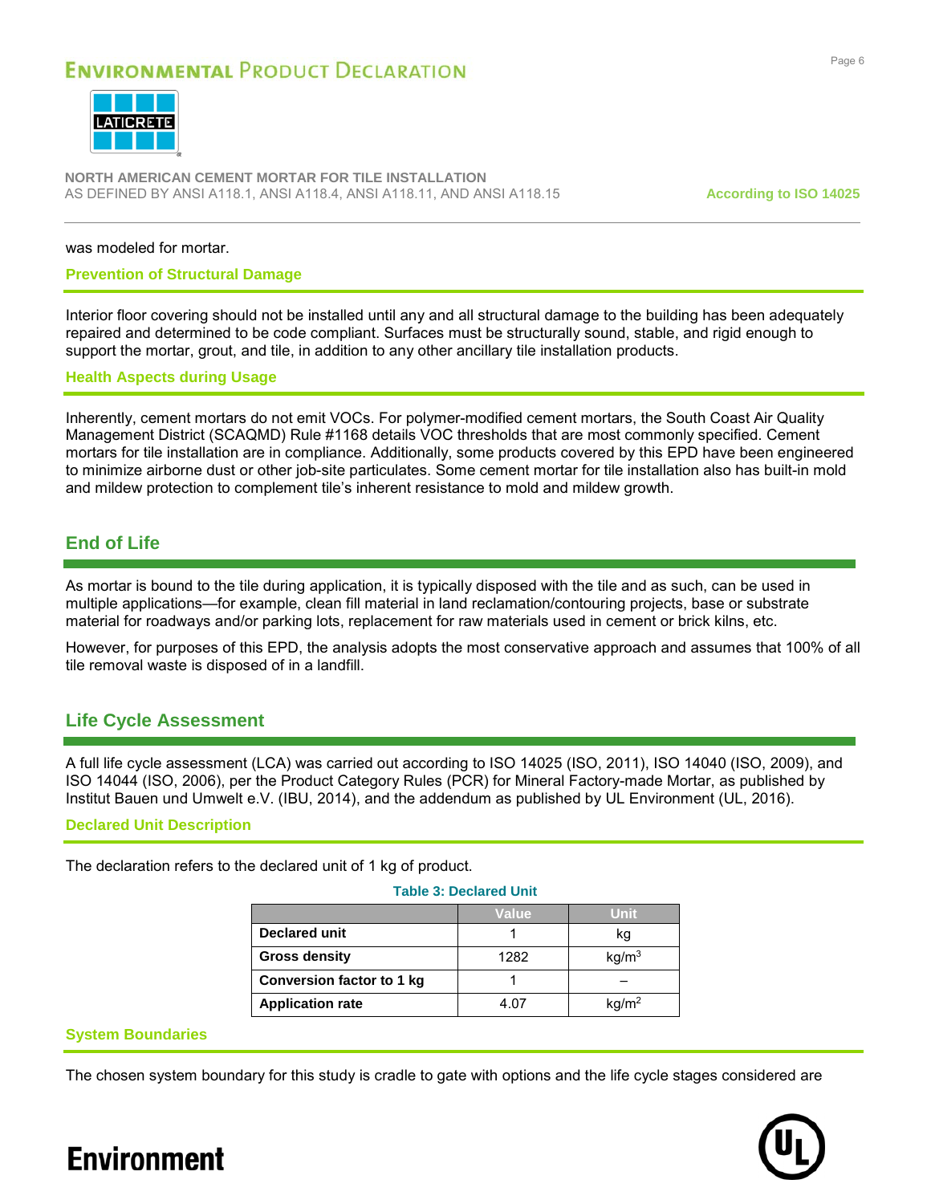was modeled for mortar.

### Prevention of Structural Damage

Interior floor covering should not be installed until any and all structural damage to the building has been adequately repaired and determined to be code compliant. Surfaces must be structurally sound, stable, and rigid enough to support the mortar, grout, and tile, in addition to any other ancillary tile installation products.

### Health Aspects during Usage

Inherently, cement mortars do not emit VOCs. For polymer-modified cement mortars, the South Coast Air Quality Management District (SCAQMD) Rule #1168 details VOC thresholds that are most commonly specified. Cement mortars for tile installation are in compliance. Additionally, some products covered by this EPD have been engineered to minimize airborne dust or other job-site particulates. Some cement mortar for tile installation also has built-in mold and mildew protection to complement tile's inherent resistance to mold and mildew growth.

## End of Life

As mortar is bound to the tile during application, it is typically disposed with the tile and as such, can be used in multiple applications—for example, clean fill material in land reclamation/contouring projects, base or substrate material for roadways and/or parking lots, replacement for raw materials used in cement or brick kilns, etc.

However, for purposes of this EPD, the analysis adopts the most conservative approach and assumes that 100% of all tile removal waste is disposed of in a landfill.

## Life Cycle Assessment

A full life cycle assessment (LCA) was carried out according to ISO 14025 (ISO, 2011), ISO 14040 (ISO, 2009), and ISO 14044 (ISO, 2006), per the Product Category Rules (PCR) for Mineral Factory-made Mortar, as published by Institut Bauen und Umwelt e.V. (IBU, 2014), and the addendum as published by UL Environment (UL, 2016).

### Declared Unit Description

The declaration refers to the declared unit of 1 kg of product.

**Table 3: Declared Unit**

| | Value | Unit |
|---|---|---|
| **Declared unit** | 1 | kg |
| **Gross density** | 1282 | $kg/m^3$ |
| **Conversion factor to 1 kg** | 1 | – |
| **Application rate** | 4.07 | $kg/m^2$ |

### System Boundaries

The chosen system boundary for this study is cradle to gate with options and the life cycle stages considered are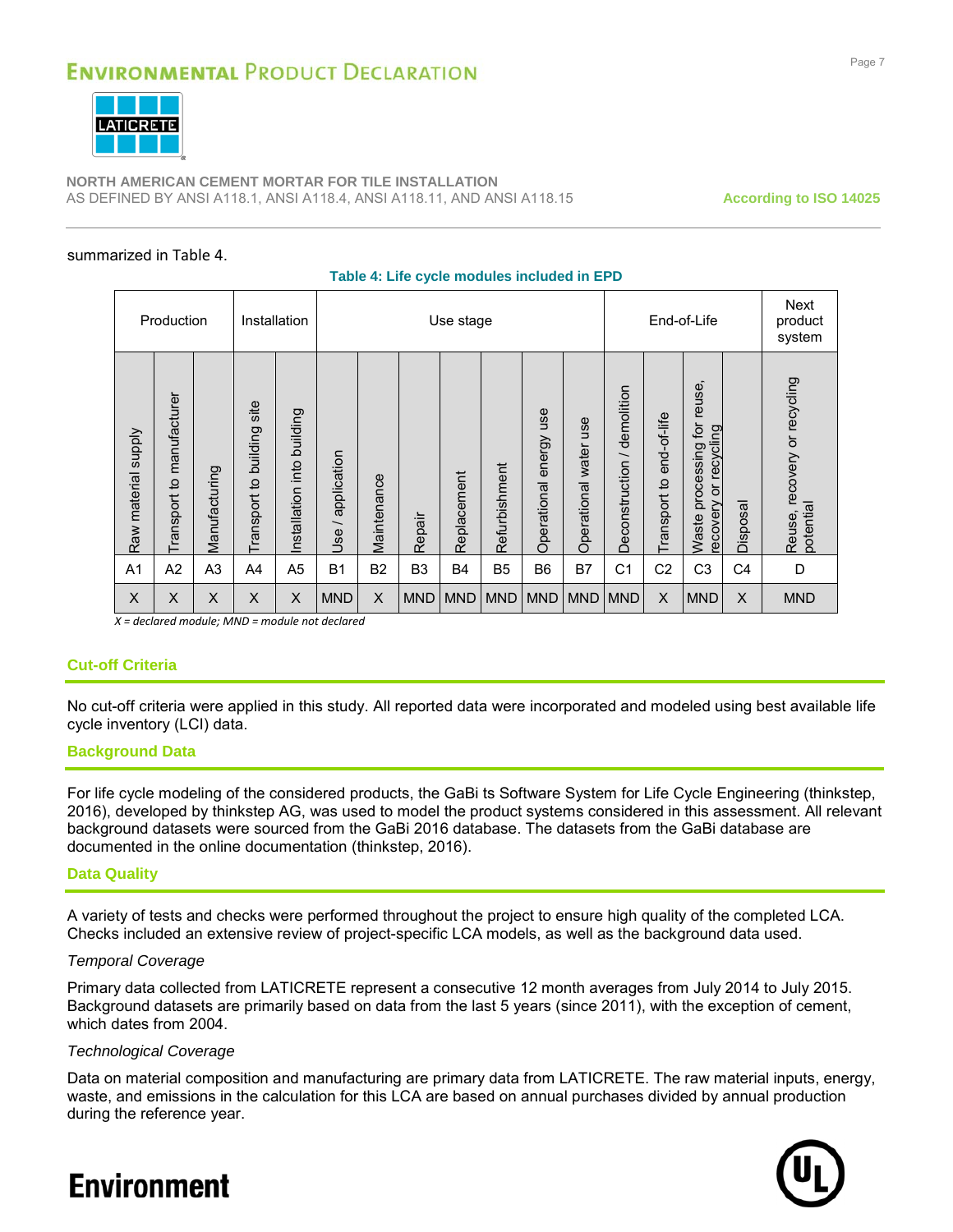summarized in Table 4.

**Table 4: Life cycle modules included in EPD**

| Production | | | Installation | | Use stage | | | | | | | End-of-Life | | | | Next product system |
|---|---|---|---|---|---|---|---|---|---|---|---|---|---|---|---|---|
| Raw material supply | Transport to manufacturer | Manufacturing | Transport to building site | Installation into building | Use / application | Maintenance | Repair | Replacement | Refurbishment | Operational energy use | Operational water use | Deconstruction / demolition | Transport to end-of-life | Waste processing for reuse, recovery or recycling | Disposal | Reuse, recovery or recycling potential |
| A1 | A2 | A3 | A4 | A5 | B1 | B2 | B3 | B4 | B5 | B6 | B7 | C1 | C2 | C3 | C4 | D |
| X | X | X | X | X | MND | X | MND | MND | MND | MND | MND | MND | X | MND | X | MND |

*X = declared module; MND = module not declared*

## Cut-off Criteria

No cut-off criteria were applied in this study. All reported data were incorporated and modeled using best available life cycle inventory (LCI) data.

## Background Data

For life cycle modeling of the considered products, the GaBi ts Software System for Life Cycle Engineering (thinkstep, 2016), developed by thinkstep AG, was used to model the product systems considered in this assessment. All relevant background datasets were sourced from the GaBi 2016 database. The datasets from the GaBi database are documented in the online documentation (thinkstep, 2016).

## Data Quality

A variety of tests and checks were performed throughout the project to ensure high quality of the completed LCA. Checks included an extensive review of project-specific LCA models, as well as the background data used.

*Temporal Coverage*

Primary data collected from LATICRETE represent a consecutive 12 month averages from July 2014 to July 2015. Background datasets are primarily based on data from the last 5 years (since 2011), with the exception of cement, which dates from 2004.

*Technological Coverage*

Data on material composition and manufacturing are primary data from LATICRETE. The raw material inputs, energy, waste, and emissions in the calculation for this LCA are based on annual purchases divided by annual production during the reference year.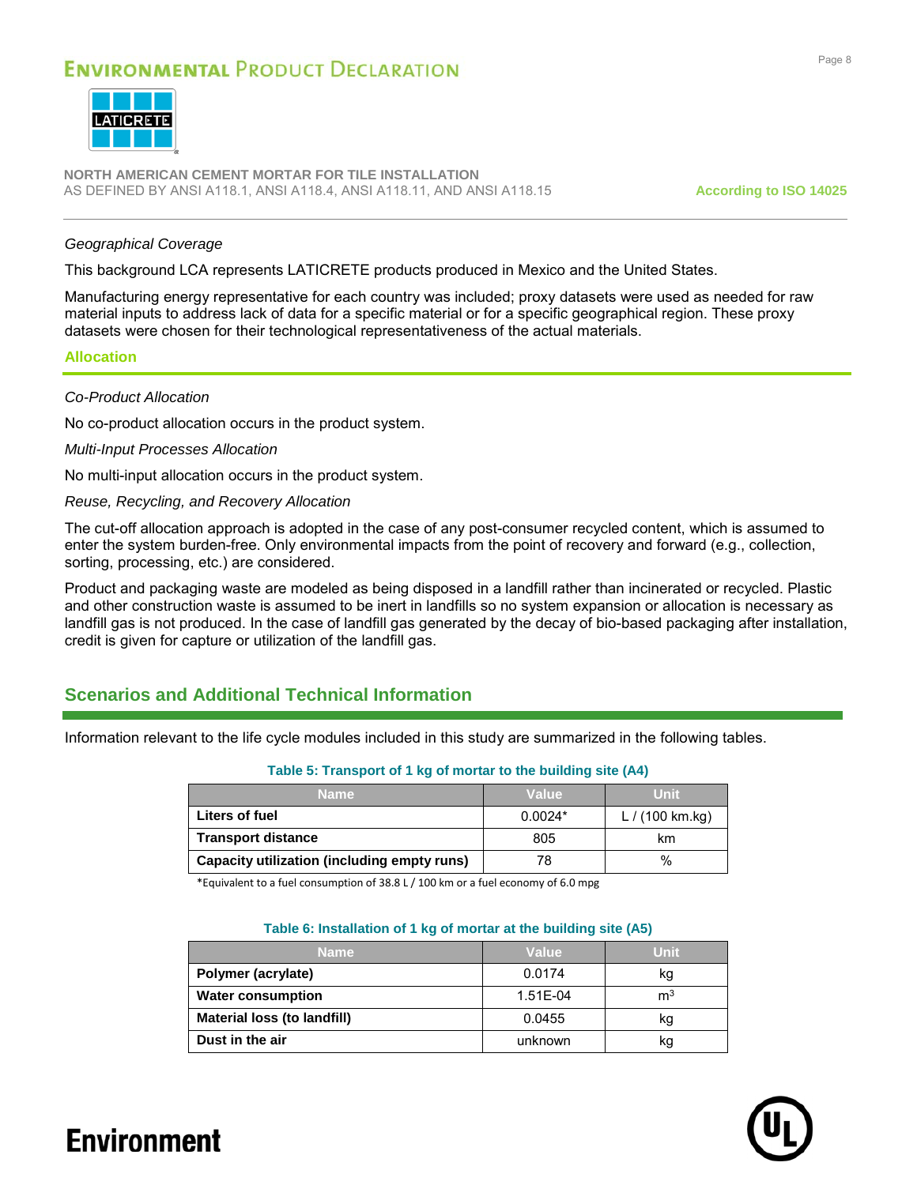*Geographical Coverage*

This background LCA represents LATICRETE products produced in Mexico and the United States.

Manufacturing energy representative for each country was included; proxy datasets were used as needed for raw material inputs to address lack of data for a specific material or for a specific geographical region. These proxy datasets were chosen for their technological representativeness of the actual materials.

### Allocation

*Co-Product Allocation*

No co-product allocation occurs in the product system.

*Multi-Input Processes Allocation*

No multi-input allocation occurs in the product system.

*Reuse, Recycling, and Recovery Allocation*

The cut-off allocation approach is adopted in the case of any post-consumer recycled content, which is assumed to enter the system burden-free. Only environmental impacts from the point of recovery and forward (e.g., collection, sorting, processing, etc.) are considered.

Product and packaging waste are modeled as being disposed in a landfill rather than incinerated or recycled. Plastic and other construction waste is assumed to be inert in landfills so no system expansion or allocation is necessary as landfill gas is not produced. In the case of landfill gas generated by the decay of bio-based packaging after installation, credit is given for capture or utilization of the landfill gas.

## Scenarios and Additional Technical Information

Information relevant to the life cycle modules included in this study are summarized in the following tables.

**Table 5: Transport of 1 kg of mortar to the building site (A4)**

| Name | Value | Unit |
|---|---|---|
| **Liters of fuel** | 0.0024* | L / (100 km.kg) |
| **Transport distance** | 805 | km |
| **Capacity utilization (including empty runs)** | 78 | % |

*Equivalent to a fuel consumption of 38.8 L / 100 km or a fuel economy of 6.0 mpg

**Table 6: Installation of 1 kg of mortar at the building site (A5)**

| Name | Value | Unit |
|---|---|---|
| **Polymer (acrylate)** | 0.0174 | kg |
| **Water consumption** | 1.51E-04 | $m^3$ |
| **Material loss (to landfill)** | 0.0455 | kg |
| **Dust in the air** | unknown | kg |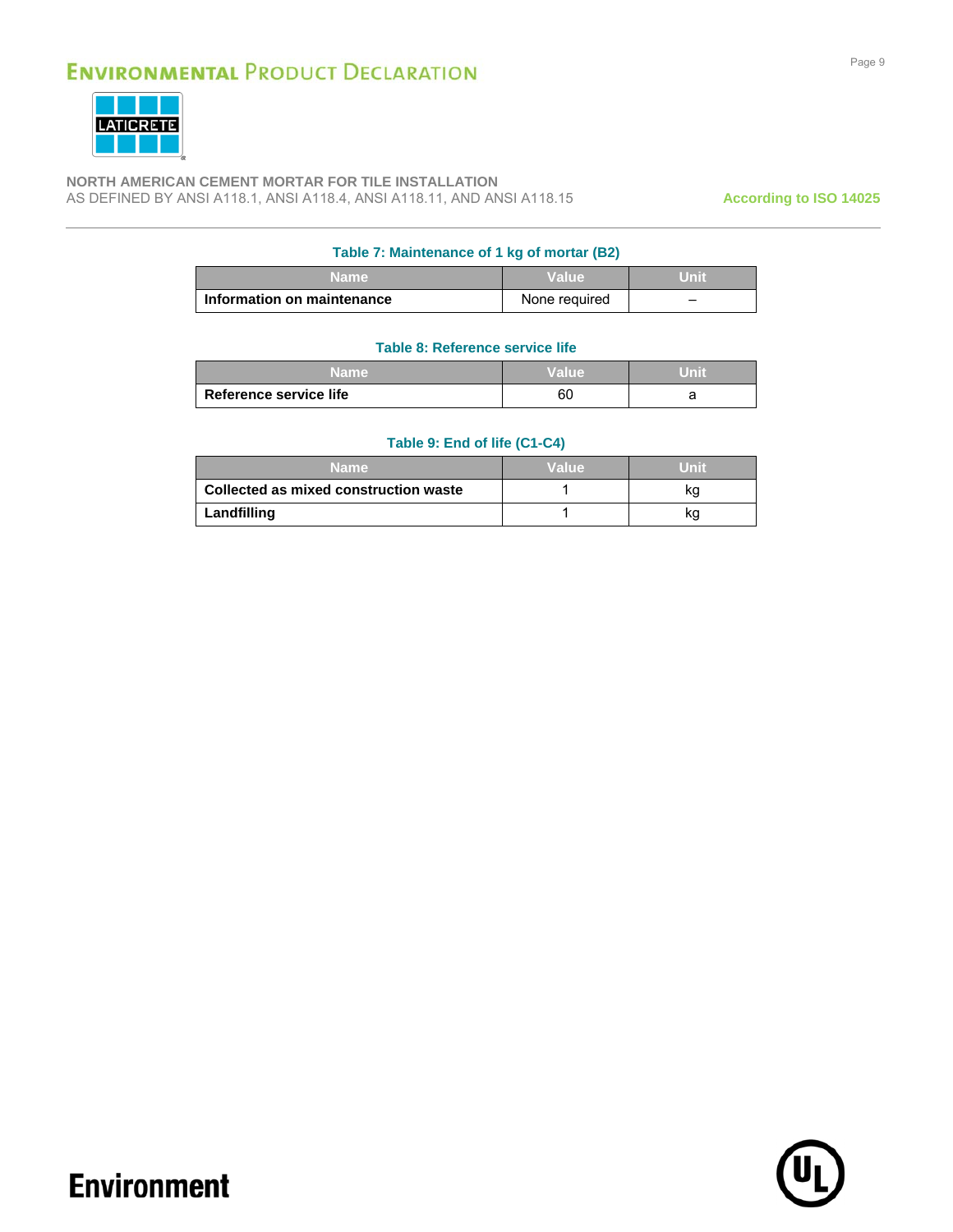**Table 7: Maintenance of 1 kg of mortar (B2)**

| Name | Value | Unit |
|---|---|---|
| **Information on maintenance** | None required | – |

**Table 8: Reference service life**

| Name | Value | Unit |
|---|---|---|
| **Reference service life** | 60 | a |

**Table 9: End of life (C1-C4)**

| Name | Value | Unit |
|---|---|---|
| **Collected as mixed construction waste** | 1 | kg |
| **Landfilling** | 1 | kg |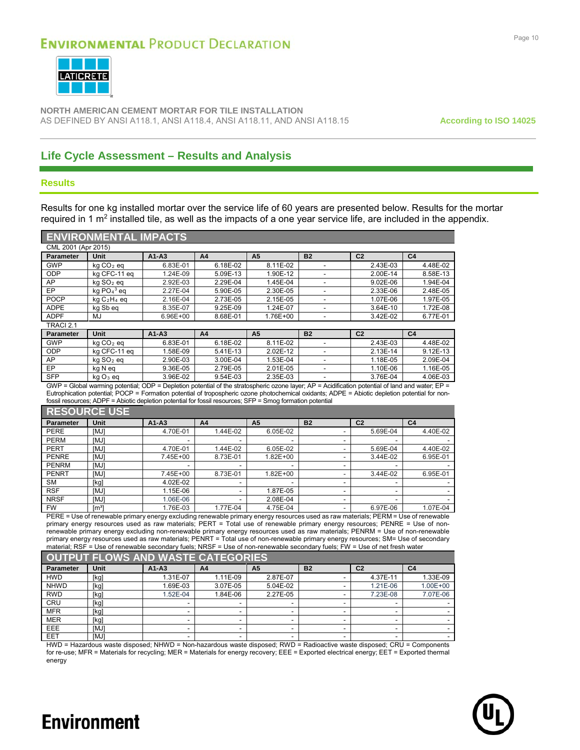## Life Cycle Assessment – Results and Analysis

### Results

Results for one kg installed mortar over the service life of 60 years are presented below. Results for the mortar required in 1 m$^2$ installed tile, as well as the impacts of a one year service life, are included in the appendix.

**ENVIRONMENTAL IMPACTS**

CML 2001 (Apr 2015)

| Parameter | Unit | A1-A3 | A4 | A5 | B2 | C2 | C4 |
|---|---|---|---|---|---|---|---|
| GWP | kg $CO_2$ eq | 6.83E-01 | 6.18E-02 | 8.11E-02 | - | 2.43E-03 | 4.48E-02 |
| ODP | kg CFC-11 eq | 1.24E-09 | 5.09E-13 | 1.90E-12 | - | 2.00E-14 | 8.58E-13 |
| AP | kg $SO_2$ eq | 2.92E-03 | 2.29E-04 | 1.45E-04 | - | 9.02E-06 | 1.94E-04 |
| EP | kg $PO_4^{3}$ eq | 2.27E-04 | 5.90E-05 | 2.30E-05 | - | 2.33E-06 | 2.48E-05 |
| POCP | kg $C_2H_4$ eq | 2.16E-04 | 2.73E-05 | 2.15E-05 | - | 1.07E-06 | 1.97E-05 |
| ADPE | kg Sb eq | 8.35E-07 | 9.25E-09 | 1.24E-07 | - | 3.64E-10 | 1.72E-08 |
| ADPF | MJ | 6.96E+00 | 8.68E-01 | 1.76E+00 | - | 3.42E-02 | 6.77E-01 |

TRACI 2.1

| Parameter | Unit | A1-A3 | A4 | A5 | B2 | C2 | C4 |
|---|---|---|---|---|---|---|---|
| GWP | kg $CO_2$ eq | 6.83E-01 | 6.18E-02 | 8.11E-02 | - | 2.43E-03 | 4.48E-02 |
| ODP | kg CFC-11 eq | 1.58E-09 | 5.41E-13 | 2.02E-12 | - | 2.13E-14 | 9.12E-13 |
| AP | kg $SO_2$ eq | 2.90E-03 | 3.00E-04 | 1.53E-04 | - | 1.18E-05 | 2.09E-04 |
| EP | kg N eq | 9.36E-05 | 2.79E-05 | 2.01E-05 | - | 1.10E-06 | 1.16E-05 |
| SFP | kg $O_3$ eq | 3.96E-02 | 9.54E-03 | 2.35E-03 | - | 3.76E-04 | 4.06E-03 |

GWP = Global warming potential; ODP = Depletion potential of the stratospheric ozone layer; AP = Acidification potential of land and water; EP = Eutrophication potential; POCP = Formation potential of tropospheric ozone photochemical oxidants; ADPE = Abiotic depletion potential for non-fossil resources; ADPF = Abiotic depletion potential for fossil resources; SFP = Smog formation potential

**RESOURCE USE**

| Parameter | Unit | A1-A3 | A4 | A5 | B2 | C2 | C4 |
|---|---|---|---|---|---|---|---|
| PERE | [MJ] | 4.70E-01 | 1.44E-02 | 6.05E-02 | - | 5.69E-04 | 4.40E-02 |
| PERM | [MJ] | - | - | - | - | - | - |
| PERT | [MJ] | 4.70E-01 | 1.44E-02 | 6.05E-02 | - | 5.69E-04 | 4.40E-02 |
| PENRE | [MJ] | 7.45E+00 | 8.73E-01 | 1.82E+00 | - | 3.44E-02 | 6.95E-01 |
| PENRM | [MJ] | - | - | - | - | - | - |
| PENRT | [MJ] | 7.45E+00 | 8.73E-01 | 1.82E+00 | - | 3.44E-02 | 6.95E-01 |
| SM | [kg] | 4.02E-02 | - | - | - | - | - |
| RSF | [MJ] | 1.15E-06 | - | 1.87E-05 | - | - | - |
| NRSF | [MJ] | 1.06E-06 | - | 2.08E-04 | - | - | - |
| FW | [m³] | 1.76E-03 | 1.77E-04 | 4.75E-04 | - | 6.97E-06 | 1.07E-04 |

PERE = Use of renewable primary energy excluding renewable primary energy resources used as raw materials; PERM = Use of renewable primary energy resources used as raw materials; PERT = Total use of renewable primary energy resources; PENRE = Use of non-renewable primary energy excluding non-renewable primary energy resources used as raw materials; PENRM = Use of non-renewable primary energy resources used as raw materials; PENRT = Total use of non-renewable primary energy resources; SM= Use of secondary material; RSF = Use of renewable secondary fuels; NRSF = Use of non-renewable secondary fuels; FW = Use of net fresh water

**OUTPUT FLOWS AND WASTE CATEGORIES**

| Parameter | Unit | A1-A3 | A4 | A5 | B2 | C2 | C4 |
|---|---|---|---|---|---|---|---|
| HWD | [kg] | 1.31E-07 | 1.11E-09 | 2.87E-07 | - | 4.37E-11 | 1.33E-09 |
| NHWD | [kg] | 1.69E-03 | 3.07E-05 | 5.04E-02 | - | 1.21E-06 | 1.00E+00 |
| RWD | [kg] | 1.52E-04 | 1.84E-06 | 2.27E-05 | - | 7.23E-08 | 7.07E-06 |
| CRU | [kg] | - | - | - | - | - | - |
| MFR | [kg] | - | - | - | - | - | - |
| MER | [kg] | - | - | - | - | - | - |
| EEE | [MJ] | - | - | - | - | - | - |
| EET | [MJ] | - | - | - | - | - | - |

HWD = Hazardous waste disposed; NHWD = Non-hazardous waste disposed; RWD = Radioactive waste disposed; CRU = Components for re-use; MFR = Materials for recycling; MER = Materials for energy recovery; EEE = Exported electrical energy; EET = Exported thermal energy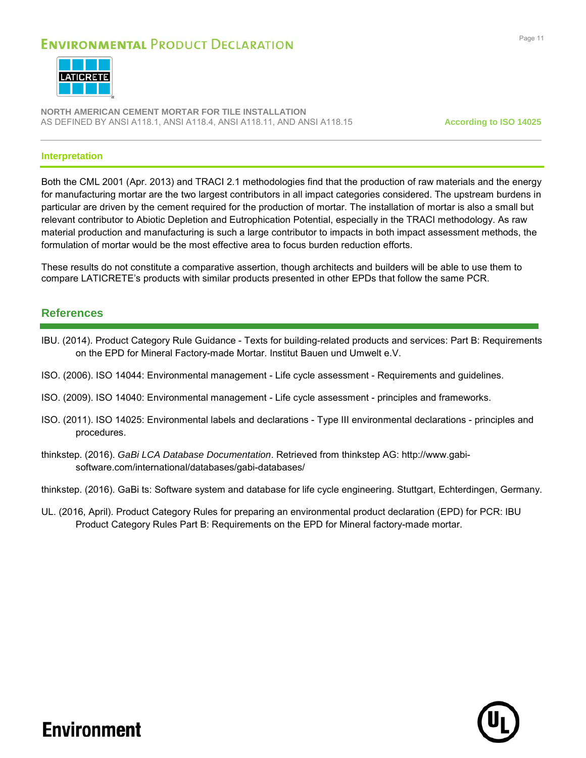## Interpretation

Both the CML 2001 (Apr. 2013) and TRACI 2.1 methodologies find that the production of raw materials and the energy for manufacturing mortar are the two largest contributors in all impact categories considered. The upstream burdens in particular are driven by the cement required for the production of mortar. The installation of mortar is also a small but relevant contributor to Abiotic Depletion and Eutrophication Potential, especially in the TRACI methodology. As raw material production and manufacturing is such a large contributor to impacts in both impact assessment methods, the formulation of mortar would be the most effective area to focus burden reduction efforts.

These results do not constitute a comparative assertion, though architects and builders will be able to use them to compare LATICRETE's products with similar products presented in other EPDs that follow the same PCR.

## References

IBU. (2014). Product Category Rule Guidance - Texts for building-related products and services: Part B: Requirements on the EPD for Mineral Factory-made Mortar. Institut Bauen und Umwelt e.V.

ISO. (2006). ISO 14044: Environmental management - Life cycle assessment - Requirements and guidelines.

ISO. (2009). ISO 14040: Environmental management - Life cycle assessment - principles and frameworks.

ISO. (2011). ISO 14025: Environmental labels and declarations - Type III environmental declarations - principles and procedures.

thinkstep. (2016). *GaBi LCA Database Documentation*. Retrieved from thinkstep AG: http://www.gabi-software.com/international/databases/gabi-databases/

thinkstep. (2016). GaBi ts: Software system and database for life cycle engineering. Stuttgart, Echterdingen, Germany.

UL. (2016, April). Product Category Rules for preparing an environmental product declaration (EPD) for PCR: IBU Product Category Rules Part B: Requirements on the EPD for Mineral factory-made mortar.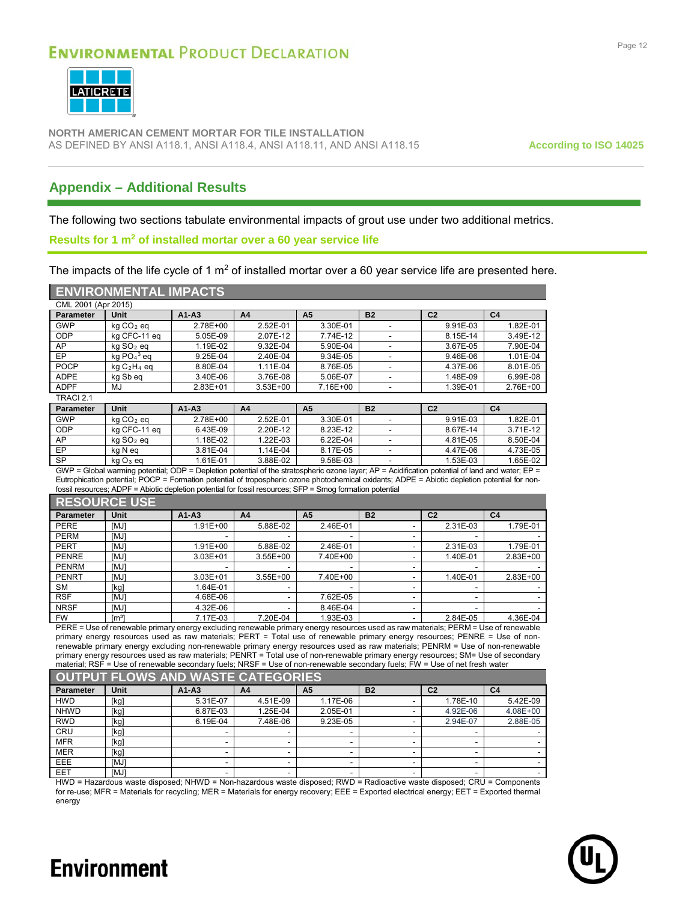## Appendix – Additional Results

The following two sections tabulate environmental impacts of grout use under two additional metrics.

### Results for 1 $m^2$ of installed mortar over a 60 year service life

The impacts of the life cycle of 1 $m^2$ of installed mortar over a 60 year service life are presented here.

**ENVIRONMENTAL IMPACTS**

CML 2001 (Apr 2015)

| Parameter | Unit | A1-A3 | A4 | A5 | B2 | C2 | C4 |
|---|---|---|---|---|---|---|---|
| GWP | kg $CO_2$ eq | 2.78E+00 | 2.52E-01 | 3.30E-01 | - | 9.91E-03 | 1.82E-01 |
| ODP | kg CFC-11 eq | 5.05E-09 | 2.07E-12 | 7.74E-12 | - | 8.15E-14 | 3.49E-12 |
| AP | kg $SO_2$ eq | 1.19E-02 | 9.32E-04 | 5.90E-04 | - | 3.67E-05 | 7.90E-04 |
| EP | kg $PO_4^{3}$ eq | 9.25E-04 | 2.40E-04 | 9.34E-05 | - | 9.46E-06 | 1.01E-04 |
| POCP | kg $C_2H_4$ eq | 8.80E-04 | 1.11E-04 | 8.76E-05 | - | 4.37E-06 | 8.01E-05 |
| ADPE | kg Sb eq | 3.40E-06 | 3.76E-08 | 5.06E-07 | - | 1.48E-09 | 6.99E-08 |
| ADPF | MJ | 2.83E+01 | 3.53E+00 | 7.16E+00 | - | 1.39E-01 | 2.76E+00 |

TRACI 2.1

| Parameter | Unit | A1-A3 | A4 | A5 | B2 | C2 | C4 |
|---|---|---|---|---|---|---|---|
| GWP | kg $CO_2$ eq | 2.78E+00 | 2.52E-01 | 3.30E-01 | - | 9.91E-03 | 1.82E-01 |
| ODP | kg CFC-11 eq | 6.43E-09 | 2.20E-12 | 8.23E-12 | - | 8.67E-14 | 3.71E-12 |
| AP | kg $SO_2$ eq | 1.18E-02 | 1.22E-03 | 6.22E-04 | - | 4.81E-05 | 8.50E-04 |
| EP | kg N eq | 3.81E-04 | 1.14E-04 | 8.17E-05 | - | 4.47E-06 | 4.73E-05 |
| SP | kg $O_3$ eq | 1.61E-01 | 3.88E-02 | 9.58E-03 | - | 1.53E-03 | 1.65E-02 |

GWP = Global warming potential; ODP = Depletion potential of the stratospheric ozone layer; AP = Acidification potential of land and water; EP = Eutrophication potential; POCP = Formation potential of tropospheric ozone photochemical oxidants; ADPE = Abiotic depletion potential for non-fossil resources; ADPF = Abiotic depletion potential for fossil resources; SFP = Smog formation potential

**RESOURCE USE**

| Parameter | Unit | A1-A3 | A4 | A5 | B2 | C2 | C4 |
|---|---|---|---|---|---|---|---|
| PERE | [MJ] | 1.91E+00 | 5.88E-02 | 2.46E-01 | - | 2.31E-03 | 1.79E-01 |
| PERM | [MJ] | - | - | - | - | - | - |
| PERT | [MJ] | 1.91E+00 | 5.88E-02 | 2.46E-01 | - | 2.31E-03 | 1.79E-01 |
| PENRE | [MJ] | 3.03E+01 | 3.55E+00 | 7.40E+00 | - | 1.40E-01 | 2.83E+00 |
| PENRM | [MJ] | - | - | - | - | - | - |
| PENRT | [MJ] | 3.03E+01 | 3.55E+00 | 7.40E+00 | - | 1.40E-01 | 2.83E+00 |
| SM | [kg] | 1.64E-01 | - | - | - | - | - |
| RSF | [MJ] | 4.68E-06 | - | 7.62E-05 | - | - | - |
| NRSF | [MJ] | 4.32E-06 | - | 8.46E-04 | - | - | - |
| FW | [m³] | 7.17E-03 | 7.20E-04 | 1.93E-03 | - | 2.84E-05 | 4.36E-04 |

PERE = Use of renewable primary energy excluding renewable primary energy resources used as raw materials; PERM = Use of renewable primary energy resources used as raw materials; PERT = Total use of renewable primary energy resources; PENRE = Use of non-renewable primary energy excluding non-renewable primary energy resources used as raw materials; PENRM = Use of non-renewable primary energy resources used as raw materials; PENRT = Total use of non-renewable primary energy resources; SM= Use of secondary material; RSF = Use of renewable secondary fuels; NRSF = Use of non-renewable secondary fuels; FW = Use of net fresh water

**OUTPUT FLOWS AND WASTE CATEGORIES**

| Parameter | Unit | A1-A3 | A4 | A5 | B2 | C2 | C4 |
|---|---|---|---|---|---|---|---|
| HWD | [kg] | 5.31E-07 | 4.51E-09 | 1.17E-06 | - | 1.78E-10 | 5.42E-09 |
| NHWD | [kg] | 6.87E-03 | 1.25E-04 | 2.05E-01 | - | 4.92E-06 | 4.08E+00 |
| RWD | [kg] | 6.19E-04 | 7.48E-06 | 9.23E-05 | - | 2.94E-07 | 2.88E-05 |
| CRU | [kg] | - | - | - | - | - | - |
| MFR | [kg] | - | - | - | - | - | - |
| MER | [kg] | - | - | - | - | - | - |
| EEE | [MJ] | - | - | - | - | - | - |
| EET | [MJ] | - | - | - | - | - | - |

HWD = Hazardous waste disposed; NHWD = Non-hazardous waste disposed; RWD = Radioactive waste disposed; CRU = Components for re-use; MFR = Materials for recycling; MER = Materials for energy recovery; EEE = Exported electrical energy; EET = Exported thermal energy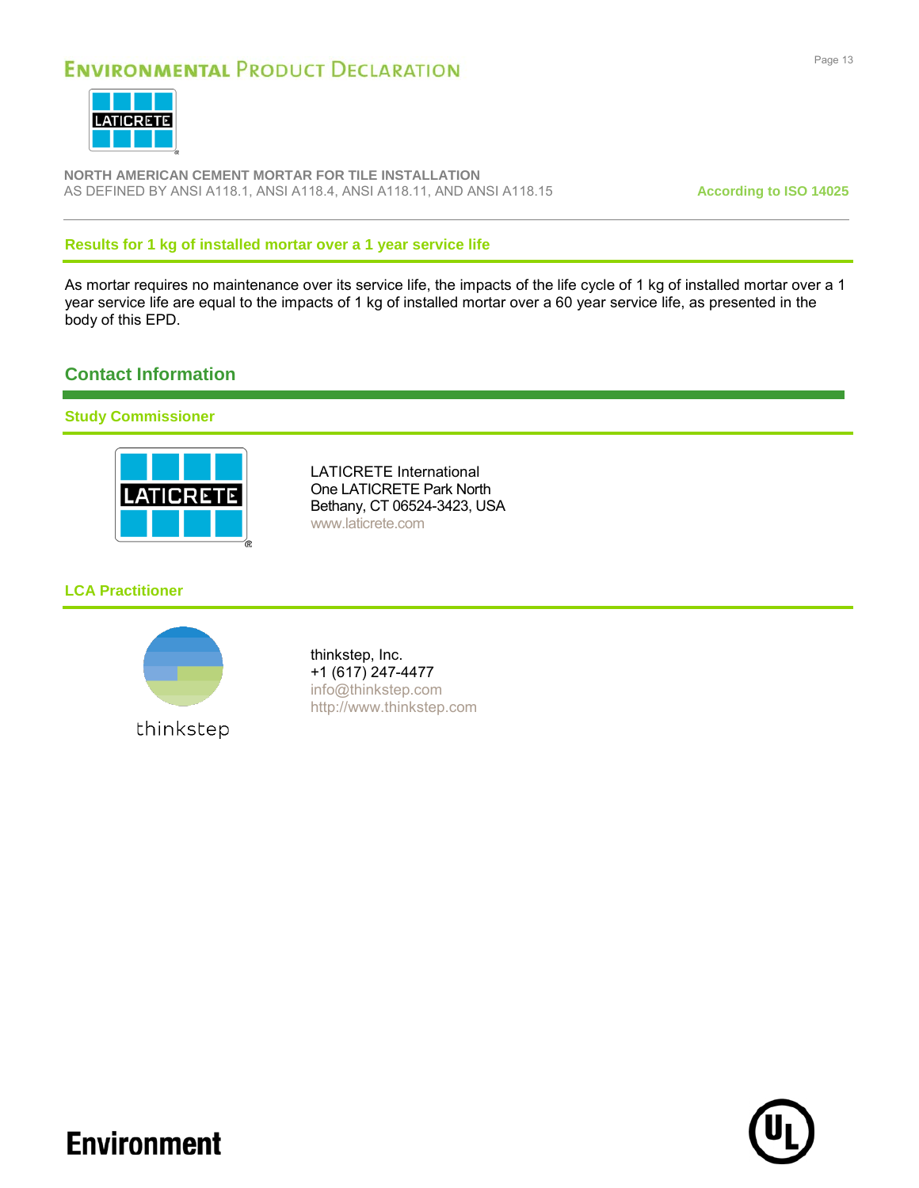## Results for 1 kg of installed mortar over a 1 year service life

As mortar requires no maintenance over its service life, the impacts of the life cycle of 1 kg of installed mortar over a 1 year service life are equal to the impacts of 1 kg of installed mortar over a 60 year service life, as presented in the body of this EPD.

## Contact Information

### Study Commissioner

LATICRETE International
One LATICRETE Park North
Bethany, CT 06524-3423, USA
www.laticrete.com

### LCA Practitioner

thinkstep, Inc.
+1 (617) 247-4477
info@thinkstep.com
http://www.thinkstep.com